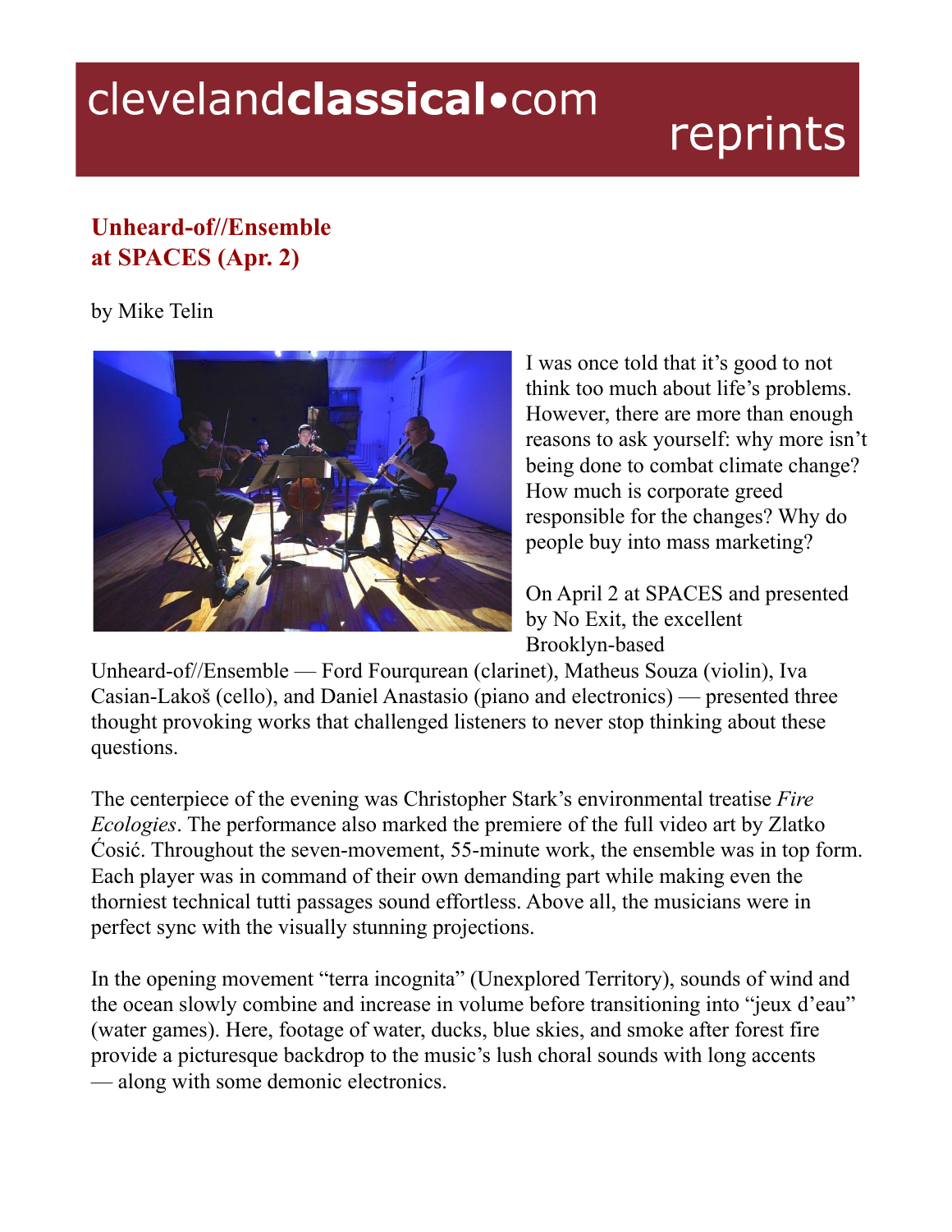# Unheard-of//Ensemble at SPACES (Apr. 2)

by Mike Telin

I was once told that it's good to not think too much about life's problems. However, there are more than enough reasons to ask yourself: why more isn't being done to combat climate change? How much is corporate greed responsible for the changes? Why do people buy into mass marketing?

On April 2 at SPACES and presented by No Exit, the excellent Brooklyn-based Unheard-of//Ensemble — Ford Fourqurean (clarinet), Matheus Souza (violin), Iva Casian-Lakoš (cello), and Daniel Anastasio (piano and electronics) — presented three thought provoking works that challenged listeners to never stop thinking about these questions.

The centerpiece of the evening was Christopher Stark's environmental treatise *Fire Ecologies*. The performance also marked the premiere of the full video art by Zlatko Ćosić. Throughout the seven-movement, 55-minute work, the ensemble was in top form. Each player was in command of their own demanding part while making even the thorniest technical tutti passages sound effortless. Above all, the musicians were in perfect sync with the visually stunning projections.

In the opening movement "terra incognita" (Unexplored Territory), sounds of wind and the ocean slowly combine and increase in volume before transitioning into "jeux d'eau" (water games). Here, footage of water, ducks, blue skies, and smoke after forest fire provide a picturesque backdrop to the music's lush choral sounds with long accents — along with some demonic electronics.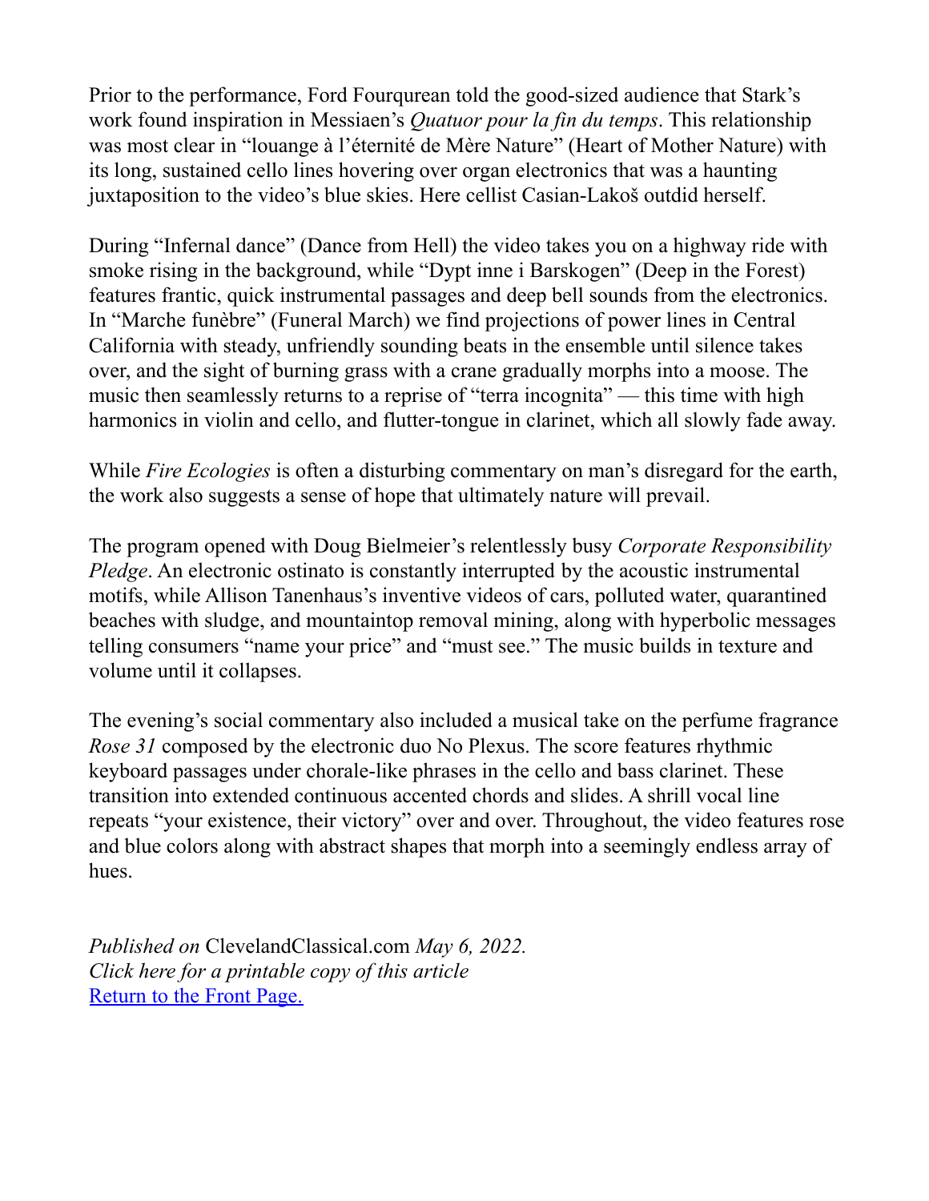Prior to the performance, Ford Fourqurean told the good-sized audience that Stark's work found inspiration in Messiaen's *Quatuor pour la fin du temps*. This relationship was most clear in "louange à l'éternité de Mère Nature" (Heart of Mother Nature) with its long, sustained cello lines hovering over organ electronics that was a haunting juxtaposition to the video's blue skies. Here cellist Casian-Lakoš outdid herself.

During "Infernal dance" (Dance from Hell) the video takes you on a highway ride with smoke rising in the background, while "Dypt inne i Barskogen" (Deep in the Forest) features frantic, quick instrumental passages and deep bell sounds from the electronics. In "Marche funèbre" (Funeral March) we find projections of power lines in Central California with steady, unfriendly sounding beats in the ensemble until silence takes over, and the sight of burning grass with a crane gradually morphs into a moose. The music then seamlessly returns to a reprise of "terra incognita" — this time with high harmonics in violin and cello, and flutter-tongue in clarinet, which all slowly fade away.

While *Fire Ecologies* is often a disturbing commentary on man's disregard for the earth, the work also suggests a sense of hope that ultimately nature will prevail.

The program opened with Doug Bielmeier's relentlessly busy *Corporate Responsibility Pledge*. An electronic ostinato is constantly interrupted by the acoustic instrumental motifs, while Allison Tanenhaus's inventive videos of cars, polluted water, quarantined beaches with sludge, and mountaintop removal mining, along with hyperbolic messages telling consumers "name your price" and "must see." The music builds in texture and volume until it collapses.

The evening's social commentary also included a musical take on the perfume fragrance *Rose 31* composed by the electronic duo No Plexus. The score features rhythmic keyboard passages under chorale-like phrases in the cello and bass clarinet. These transition into extended continuous accented chords and slides. A shrill vocal line repeats "your existence, their victory" over and over. Throughout, the video features rose and blue colors along with abstract shapes that morph into a seemingly endless array of hues.

*Published on* ClevelandClassical.com *May 6, 2022.*
*Click here for a printable copy of this article*
Return to the Front Page.